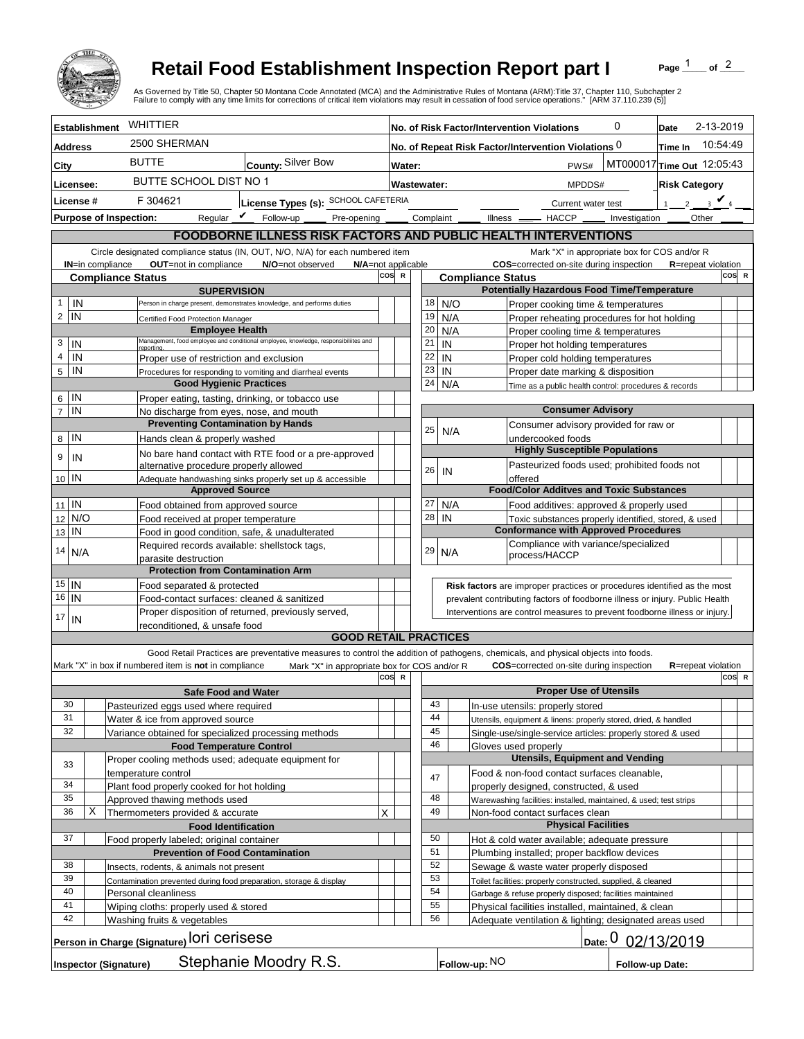# Retail Food Establishment Inspection Report part I

Page 1 of 2

As Governed by Title 50, Chapter 50 Montana Code Annotated (MCA) and the Administrative Rules of Montana (ARM):Title 37, Chapter 110, Subchapter 2
Failure to comply with any time limits for corrections of critical item violations may result in cessation of food service operations." [ARM 37.110.239 (5)]

| | | | |
|---|---|---|---|
| **Establishment** WHITTIER | | **No. of Risk Factor/Intervention Violations** 0 | **Date** 2-13-2019 |
| **Address** 2500 SHERMAN | | **No. of Repeat Risk Factor/Intervention Violations** 0 | **Time In** 10:54:49 |
| **City** BUTTE | **County:** Silver Bow | **Water:** PWS# MT000017 | **Time Out** 12:05:43 |
| **Licensee:** BUTTE SCHOOL DIST NO 1 | | **Wastewater:** MPDDS# | **Risk Category** |
| **License #** F 304621 | **License Types (s):** SCHOOL CAFETERIA | Current water test | 1 __ 2 __ 3 ✔ 4 __ |
| **Purpose of Inspection:** Regular ✔ Follow-up ____ Pre-opening ____ Complaint ____ Illness ____ HACCP ____ Investigation ____ Other ____ | | | |

## FOODBORNE ILLNESS RISK FACTORS AND PUBLIC HEALTH INTERVENTIONS

Circle designated compliance status (IN, OUT, N/O, N/A) for each numbered item — **IN**=in compliance **OUT**=not in compliance **N/O**=not observed **N/A**=not applicable

Mark "X" in appropriate box for COS and/or R — **COS**=corrected on-site during inspection **R**=repeat violation

| # | Compliance Status | Item | COS | R |
|---|---|---|---|---|
| | | **SUPERVISION** | | |
| 1 | IN | Person in charge present, demonstrates knowledge, and performs duties | | |
| 2 | IN | Certified Food Protection Manager | | |
| | | **Employee Health** | | |
| 3 | IN | Management, food employee and conditional employee, knowledge, responsibilities and reporting. | | |
| 4 | IN | Proper use of restriction and exclusion | | |
| 5 | IN | Procedures for responding to vomiting and diarrheal events | | |
| | | **Good Hygienic Practices** | | |
| 6 | IN | Proper eating, tasting, drinking, or tobacco use | | |
| 7 | IN | No discharge from eyes, nose, and mouth | | |
| | | **Preventing Contamination by Hands** | | |
| 8 | IN | Hands clean & properly washed | | |
| 9 | IN | No bare hand contact with RTE food or a pre-approved alternative procedure properly allowed | | |
| 10 | IN | Adequate handwashing sinks properly set up & accessible | | |
| | | **Approved Source** | | |
| 11 | IN | Food obtained from approved source | | |
| 12 | N/O | Food received at proper temperature | | |
| 13 | IN | Food in good condition, safe, & unadulterated | | |
| 14 | N/A | Required records available: shellstock tags, parasite destruction | | |
| | | **Protection from Contamination Arm** | | |
| 15 | IN | Food separated & protected | | |
| 16 | IN | Food-contact surfaces: cleaned & sanitized | | |
| 17 | IN | Proper disposition of returned, previously served, reconditioned, & unsafe food | | |
| | | **Potentially Hazardous Food Time/Temperature** | | |
| 18 | N/O | Proper cooking time & temperatures | | |
| 19 | N/A | Proper reheating procedures for hot holding | | |
| 20 | N/A | Proper cooling time & temperatures | | |
| 21 | IN | Proper hot holding temperatures | | |
| 22 | IN | Proper cold holding temperatures | | |
| 23 | IN | Proper date marking & disposition | | |
| 24 | N/A | Time as a public health control: procedures & records | | |
| | | **Consumer Advisory** | | |
| 25 | N/A | Consumer advisory provided for raw or undercooked foods | | |
| | | **Highly Susceptible Populations** | | |
| 26 | IN | Pasteurized foods used; prohibited foods not offered | | |
| | | **Food/Color Additves and Toxic Substances** | | |
| 27 | N/A | Food additives: approved & properly used | | |
| 28 | IN | Toxic substances properly identified, stored, & used | | |
| | | **Conformance with Approved Procedures** | | |
| 29 | N/A | Compliance with variance/specialized process/HACCP | | |

**Risk factors** are improper practices or procedures identified as the most prevalent contributing factors of foodborne illness or injury. Public Health Interventions are control measures to prevent foodborne illness or injury.

## GOOD RETAIL PRACTICES

Good Retail Practices are preventative measures to control the addition of pathogens, chemicals, and physical objects into foods.

Mark "X" in box if numbered item is **not** in compliance — Mark "X" in appropriate box for COS and/or R — **COS**=corrected on-site during inspection **R**=repeat violation

| # | X | Item | COS | R |
|---|---|---|---|---|
| | | **Safe Food and Water** | | |
| 30 | | Pasteurized eggs used where required | | |
| 31 | | Water & ice from approved source | | |
| 32 | | Variance obtained for specialized processing methods | | |
| | | **Food Temperature Control** | | |
| 33 | | Proper cooling methods used; adequate equipment for temperature control | | |
| 34 | | Plant food properly cooked for hot holding | | |
| 35 | | Approved thawing methods used | | |
| 36 | X | Thermometers provided & accurate | X | |
| | | **Food Identification** | | |
| 37 | | Food properly labeled; original container | | |
| | | **Prevention of Food Contamination** | | |
| 38 | | Insects, rodents, & animals not present | | |
| 39 | | Contamination prevented during food preparation, storage & display | | |
| 40 | | Personal cleanliness | | |
| 41 | | Wiping cloths: properly used & stored | | |
| 42 | | Washing fruits & vegetables | | |
| | | **Proper Use of Utensils** | | |
| 43 | | In-use utensils: properly stored | | |
| 44 | | Utensils, equipment & linens: properly stored, dried, & handled | | |
| 45 | | Single-use/single-service articles: properly stored & used | | |
| 46 | | Gloves used properly | | |
| | | **Utensils, Equipment and Vending** | | |
| 47 | | Food & non-food contact surfaces cleanable, properly designed, constructed, & used | | |
| 48 | | Warewashing facilities: installed, maintained, & used; test strips | | |
| 49 | | Non-food contact surfaces clean | | |
| | | **Physical Facilities** | | |
| 50 | | Hot & cold water available; adequate pressure | | |
| 51 | | Plumbing installed; proper backflow devices | | |
| 52 | | Sewage & waste water properly disposed | | |
| 53 | | Toilet facilities: properly constructed, supplied, & cleaned | | |
| 54 | | Garbage & refuse properly disposed; facilities maintained | | |
| 55 | | Physical facilities installed, maintained, & clean | | |
| 56 | | Adequate ventilation & lighting; designated areas used | | |

**Person in Charge (Signature)** lori cerisese **Date:** 0 02/13/2019

**Inspector (Signature)** Stephanie Moodry R.S. **Follow-up:** NO **Follow-up Date:**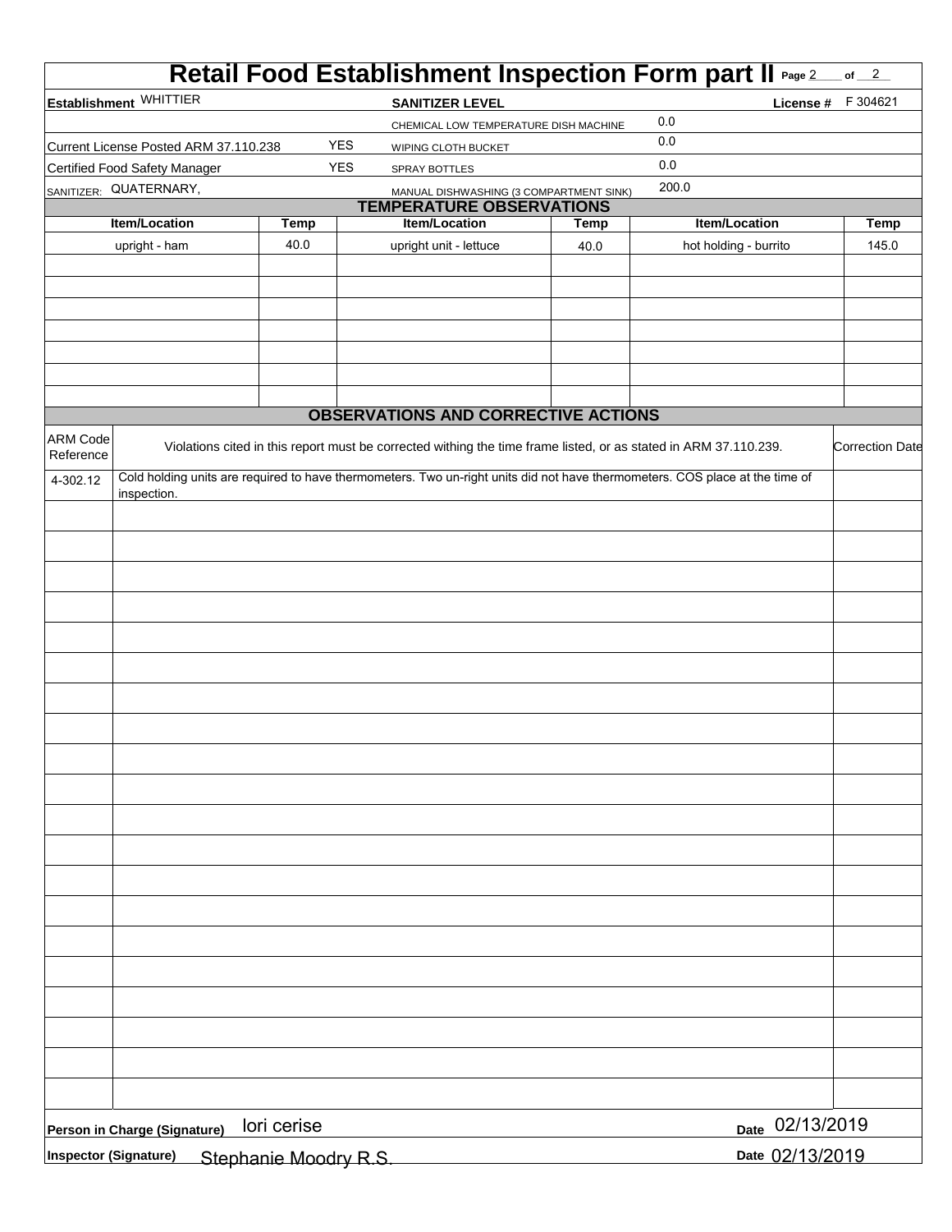# Retail Food Establishment Inspection Form part II

| | | | |
|---|---|---|---|
| **Establishment** WHITTIER | | **SANITIZER LEVEL** | **License #** F 304621 |
| | | CHEMICAL LOW TEMPERATURE DISH MACHINE | 0.0 |
| Current License Posted ARM 37.110.238 | YES | WIPING CLOTH BUCKET | 0.0 |
| Certified Food Safety Manager | YES | SPRAY BOTTLES | 0.0 |
| SANITIZER: QUATERNARY, | | MANUAL DISHWASHING (3 COMPARTMENT SINK) | 200.0 |

## TEMPERATURE OBSERVATIONS

| Item/Location | Temp | Item/Location | Temp | Item/Location | Temp |
|---|---|---|---|---|---|
| upright - ham | 40.0 | upright unit - lettuce | 40.0 | hot holding - burrito | 145.0 |

## OBSERVATIONS AND CORRECTIVE ACTIONS

| ARM Code Reference | Violations cited in this report must be corrected withing the time frame listed, or as stated in ARM 37.110.239. | Correction Date |
|---|---|---|
| 4-302.12 | Cold holding units are required to have thermometers. Two un-right units did not have thermometers. COS place at the time of inspection. | |

**Person in Charge (Signature)** lori cerise **Date** 02/13/2019

**Inspector (Signature)** Stephanie Moodry R.S. **Date** 02/13/2019